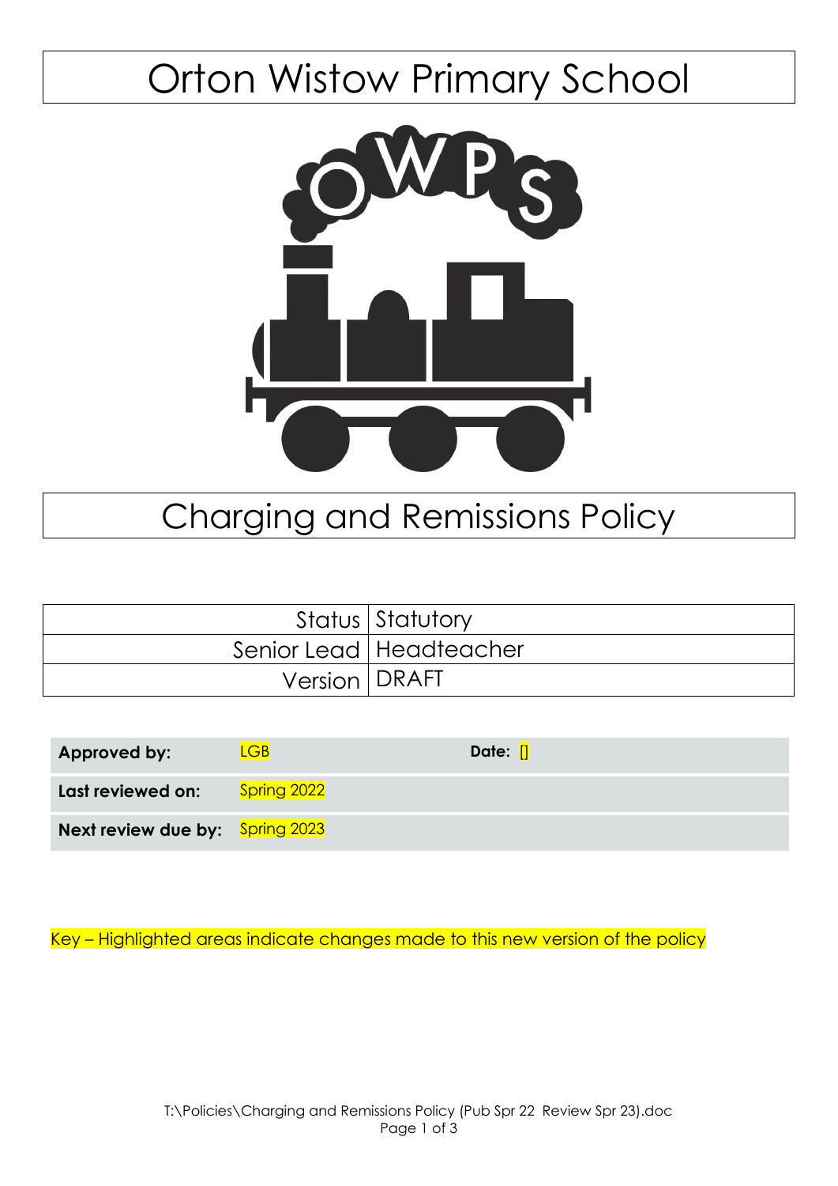# Orton Wistow Primary School

# Charging and Remissions Policy

| | |
|---|---|
| Status | Statutory |
| Senior Lead | Headteacher |
| Version | DRAFT |

| | | | |
|---|---|---|---|
| **Approved by:** | LGB | **Date:** | [] |
| **Last reviewed on:** | Spring 2022 | | |
| **Next review due by:** | Spring 2023 | | |

Key – Highlighted areas indicate changes made to this new version of the policy

T:\Policies\Charging and Remissions Policy (Pub Spr 22 Review Spr 23).doc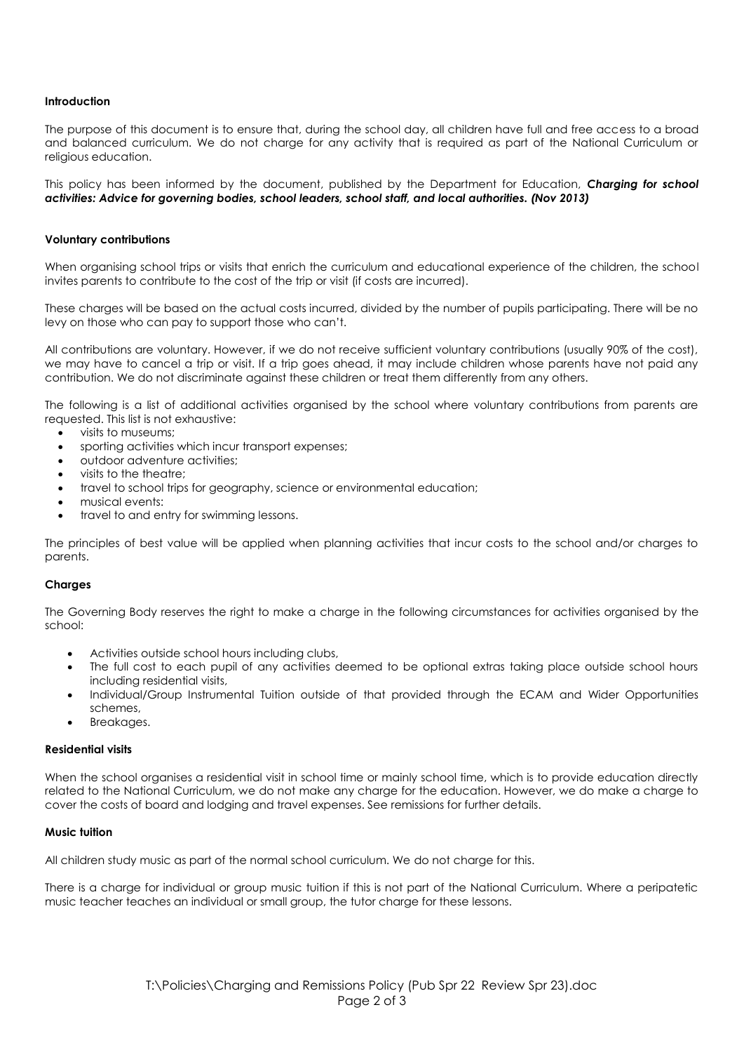**Introduction**

The purpose of this document is to ensure that, during the school day, all children have full and free access to a broad and balanced curriculum. We do not charge for any activity that is required as part of the National Curriculum or religious education.

This policy has been informed by the document, published by the Department for Education, ***Charging for school activities: Advice for governing bodies, school leaders, school staff, and local authorities. (Nov 2013)***

**Voluntary contributions**

When organising school trips or visits that enrich the curriculum and educational experience of the children, the school invites parents to contribute to the cost of the trip or visit (if costs are incurred).

These charges will be based on the actual costs incurred, divided by the number of pupils participating. There will be no levy on those who can pay to support those who can't.

All contributions are voluntary. However, if we do not receive sufficient voluntary contributions (usually 90% of the cost), we may have to cancel a trip or visit. If a trip goes ahead, it may include children whose parents have not paid any contribution. We do not discriminate against these children or treat them differently from any others.

The following is a list of additional activities organised by the school where voluntary contributions from parents are requested. This list is not exhaustive:

- visits to museums;
- sporting activities which incur transport expenses;
- outdoor adventure activities;
- visits to the theatre;
- travel to school trips for geography, science or environmental education;
- musical events:
- travel to and entry for swimming lessons.

The principles of best value will be applied when planning activities that incur costs to the school and/or charges to parents.

**Charges**

The Governing Body reserves the right to make a charge in the following circumstances for activities organised by the school:

- Activities outside school hours including clubs,
- The full cost to each pupil of any activities deemed to be optional extras taking place outside school hours including residential visits,
- Individual/Group Instrumental Tuition outside of that provided through the ECAM and Wider Opportunities schemes,
- Breakages.

**Residential visits**

When the school organises a residential visit in school time or mainly school time, which is to provide education directly related to the National Curriculum, we do not make any charge for the education. However, we do make a charge to cover the costs of board and lodging and travel expenses. See remissions for further details.

**Music tuition**

All children study music as part of the normal school curriculum. We do not charge for this.

There is a charge for individual or group music tuition if this is not part of the National Curriculum. Where a peripatetic music teacher teaches an individual or small group, the tutor charge for these lessons.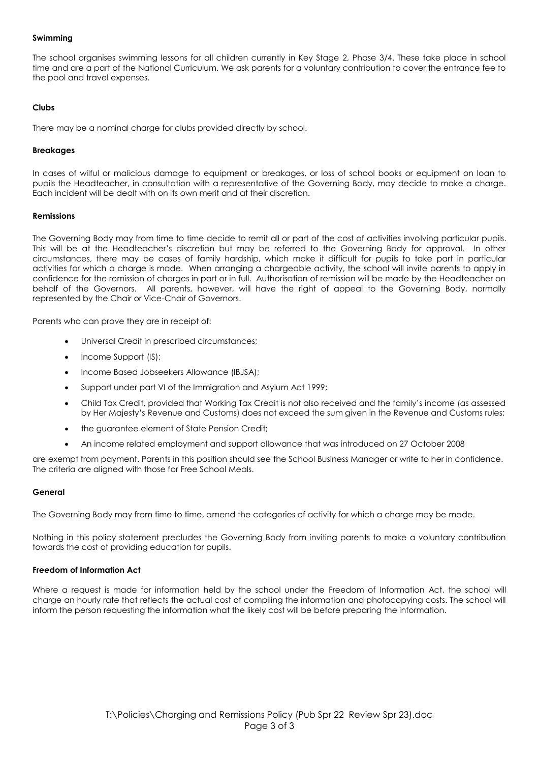**Swimming**

The school organises swimming lessons for all children currently in Key Stage 2, Phase 3/4. These take place in school time and are a part of the National Curriculum. We ask parents for a voluntary contribution to cover the entrance fee to the pool and travel expenses.

**Clubs**

There may be a nominal charge for clubs provided directly by school.

**Breakages**

In cases of wilful or malicious damage to equipment or breakages, or loss of school books or equipment on loan to pupils the Headteacher, in consultation with a representative of the Governing Body, may decide to make a charge. Each incident will be dealt with on its own merit and at their discretion.

**Remissions**

The Governing Body may from time to time decide to remit all or part of the cost of activities involving particular pupils. This will be at the Headteacher's discretion but may be referred to the Governing Body for approval. In other circumstances, there may be cases of family hardship, which make it difficult for pupils to take part in particular activities for which a charge is made. When arranging a chargeable activity, the school will invite parents to apply in confidence for the remission of charges in part or in full. Authorisation of remission will be made by the Headteacher on behalf of the Governors. All parents, however, will have the right of appeal to the Governing Body, normally represented by the Chair or Vice-Chair of Governors.

Parents who can prove they are in receipt of:

- Universal Credit in prescribed circumstances;
- Income Support (IS);
- Income Based Jobseekers Allowance (IBJSA);
- Support under part VI of the Immigration and Asylum Act 1999;
- Child Tax Credit, provided that Working Tax Credit is not also received and the family's income (as assessed by Her Majesty's Revenue and Customs) does not exceed the sum given in the Revenue and Customs rules;
- the guarantee element of State Pension Credit;
- An income related employment and support allowance that was introduced on 27 October 2008

are exempt from payment. Parents in this position should see the School Business Manager or write to her in confidence. The criteria are aligned with those for Free School Meals.

**General**

The Governing Body may from time to time, amend the categories of activity for which a charge may be made.

Nothing in this policy statement precludes the Governing Body from inviting parents to make a voluntary contribution towards the cost of providing education for pupils.

**Freedom of Information Act**

Where a request is made for information held by the school under the Freedom of Information Act, the school will charge an hourly rate that reflects the actual cost of compiling the information and photocopying costs. The school will inform the person requesting the information what the likely cost will be before preparing the information.